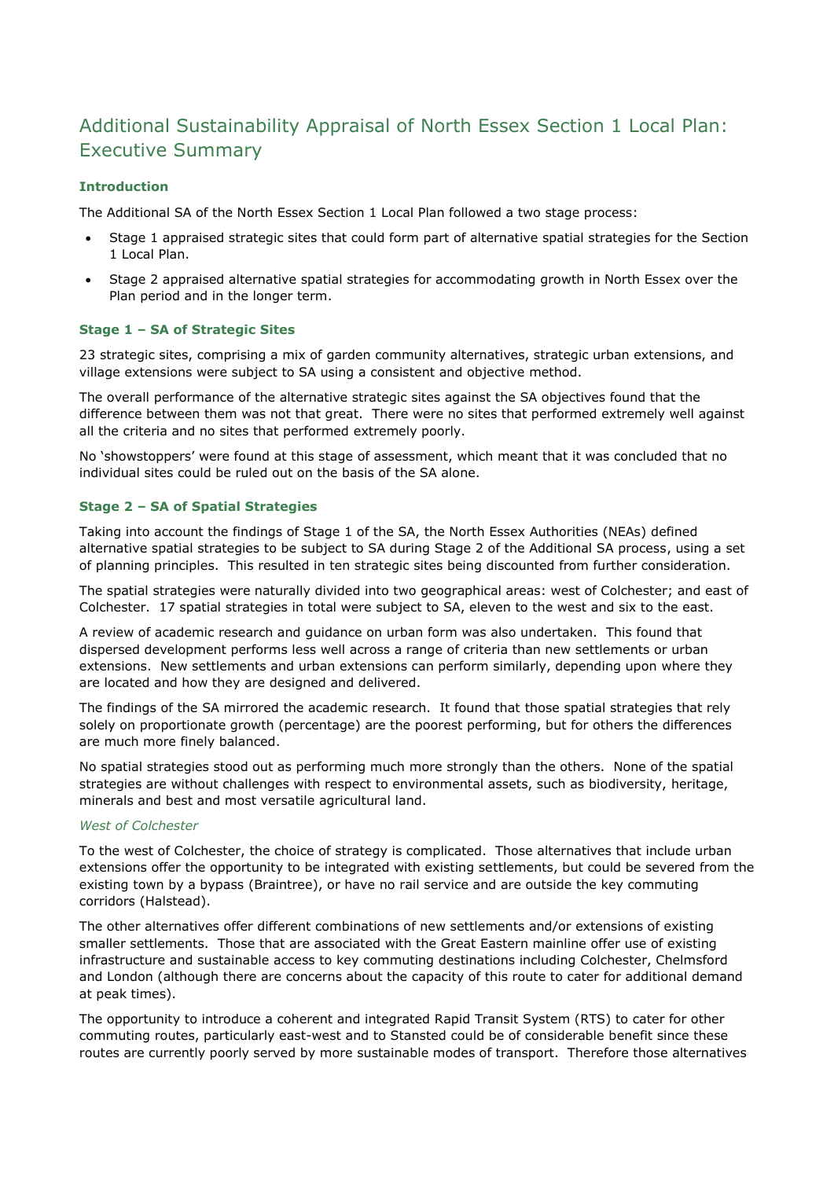# Additional Sustainability Appraisal of North Essex Section 1 Local Plan: Executive Summary

### Introduction

The Additional SA of the North Essex Section 1 Local Plan followed a two stage process:

- Stage 1 appraised strategic sites that could form part of alternative spatial strategies for the Section 1 Local Plan.
- Stage 2 appraised alternative spatial strategies for accommodating growth in North Essex over the Plan period and in the longer term.

### Stage 1 – SA of Strategic Sites

23 strategic sites, comprising a mix of garden community alternatives, strategic urban extensions, and village extensions were subject to SA using a consistent and objective method.

The overall performance of the alternative strategic sites against the SA objectives found that the difference between them was not that great. There were no sites that performed extremely well against all the criteria and no sites that performed extremely poorly.

No 'showstoppers' were found at this stage of assessment, which meant that it was concluded that no individual sites could be ruled out on the basis of the SA alone.

### Stage 2 – SA of Spatial Strategies

Taking into account the findings of Stage 1 of the SA, the North Essex Authorities (NEAs) defined alternative spatial strategies to be subject to SA during Stage 2 of the Additional SA process, using a set of planning principles. This resulted in ten strategic sites being discounted from further consideration.

The spatial strategies were naturally divided into two geographical areas: west of Colchester; and east of Colchester. 17 spatial strategies in total were subject to SA, eleven to the west and six to the east.

A review of academic research and guidance on urban form was also undertaken. This found that dispersed development performs less well across a range of criteria than new settlements or urban extensions. New settlements and urban extensions can perform similarly, depending upon where they are located and how they are designed and delivered.

The findings of the SA mirrored the academic research. It found that those spatial strategies that rely solely on proportionate growth (percentage) are the poorest performing, but for others the differences are much more finely balanced.

No spatial strategies stood out as performing much more strongly than the others. None of the spatial strategies are without challenges with respect to environmental assets, such as biodiversity, heritage, minerals and best and most versatile agricultural land.

#### *West of Colchester*

To the west of Colchester, the choice of strategy is complicated. Those alternatives that include urban extensions offer the opportunity to be integrated with existing settlements, but could be severed from the existing town by a bypass (Braintree), or have no rail service and are outside the key commuting corridors (Halstead).

The other alternatives offer different combinations of new settlements and/or extensions of existing smaller settlements. Those that are associated with the Great Eastern mainline offer use of existing infrastructure and sustainable access to key commuting destinations including Colchester, Chelmsford and London (although there are concerns about the capacity of this route to cater for additional demand at peak times).

The opportunity to introduce a coherent and integrated Rapid Transit System (RTS) to cater for other commuting routes, particularly east-west and to Stansted could be of considerable benefit since these routes are currently poorly served by more sustainable modes of transport. Therefore those alternatives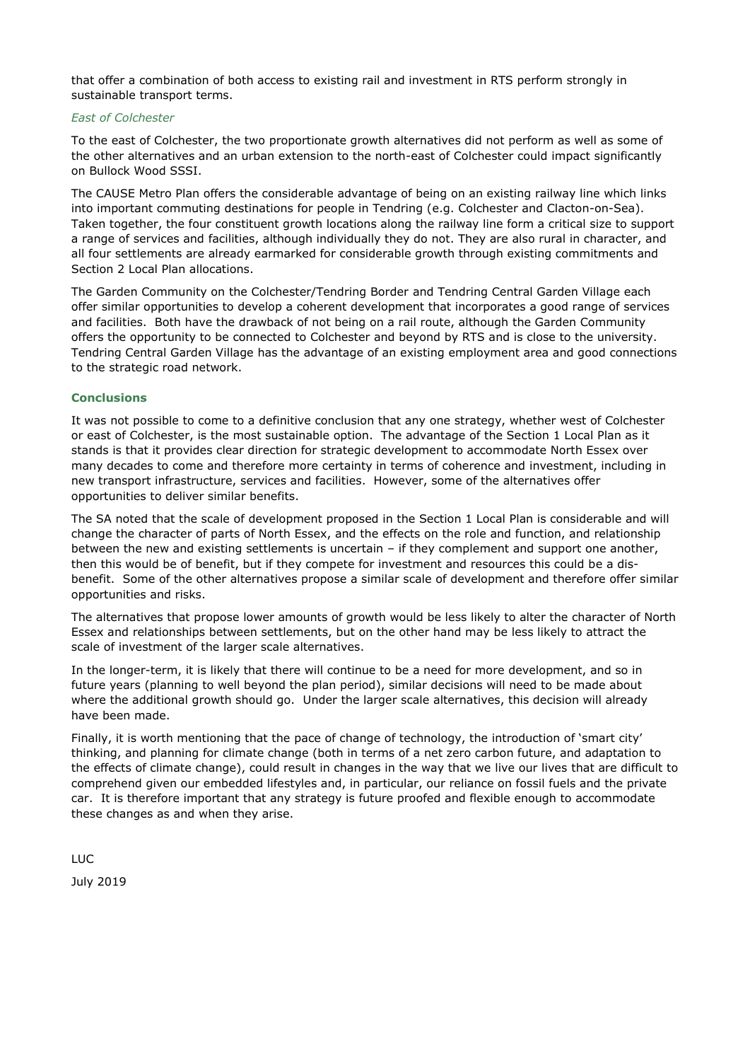that offer a combination of both access to existing rail and investment in RTS perform strongly in sustainable transport terms.

*East of Colchester*

To the east of Colchester, the two proportionate growth alternatives did not perform as well as some of the other alternatives and an urban extension to the north-east of Colchester could impact significantly on Bullock Wood SSSI.

The CAUSE Metro Plan offers the considerable advantage of being on an existing railway line which links into important commuting destinations for people in Tendring (e.g. Colchester and Clacton-on-Sea). Taken together, the four constituent growth locations along the railway line form a critical size to support a range of services and facilities, although individually they do not. They are also rural in character, and all four settlements are already earmarked for considerable growth through existing commitments and Section 2 Local Plan allocations.

The Garden Community on the Colchester/Tendring Border and Tendring Central Garden Village each offer similar opportunities to develop a coherent development that incorporates a good range of services and facilities. Both have the drawback of not being on a rail route, although the Garden Community offers the opportunity to be connected to Colchester and beyond by RTS and is close to the university. Tendring Central Garden Village has the advantage of an existing employment area and good connections to the strategic road network.

## Conclusions

It was not possible to come to a definitive conclusion that any one strategy, whether west of Colchester or east of Colchester, is the most sustainable option. The advantage of the Section 1 Local Plan as it stands is that it provides clear direction for strategic development to accommodate North Essex over many decades to come and therefore more certainty in terms of coherence and investment, including in new transport infrastructure, services and facilities. However, some of the alternatives offer opportunities to deliver similar benefits.

The SA noted that the scale of development proposed in the Section 1 Local Plan is considerable and will change the character of parts of North Essex, and the effects on the role and function, and relationship between the new and existing settlements is uncertain – if they complement and support one another, then this would be of benefit, but if they compete for investment and resources this could be a dis-benefit. Some of the other alternatives propose a similar scale of development and therefore offer similar opportunities and risks.

The alternatives that propose lower amounts of growth would be less likely to alter the character of North Essex and relationships between settlements, but on the other hand may be less likely to attract the scale of investment of the larger scale alternatives.

In the longer-term, it is likely that there will continue to be a need for more development, and so in future years (planning to well beyond the plan period), similar decisions will need to be made about where the additional growth should go. Under the larger scale alternatives, this decision will already have been made.

Finally, it is worth mentioning that the pace of change of technology, the introduction of 'smart city' thinking, and planning for climate change (both in terms of a net zero carbon future, and adaptation to the effects of climate change), could result in changes in the way that we live our lives that are difficult to comprehend given our embedded lifestyles and, in particular, our reliance on fossil fuels and the private car. It is therefore important that any strategy is future proofed and flexible enough to accommodate these changes as and when they arise.

LUC

July 2019